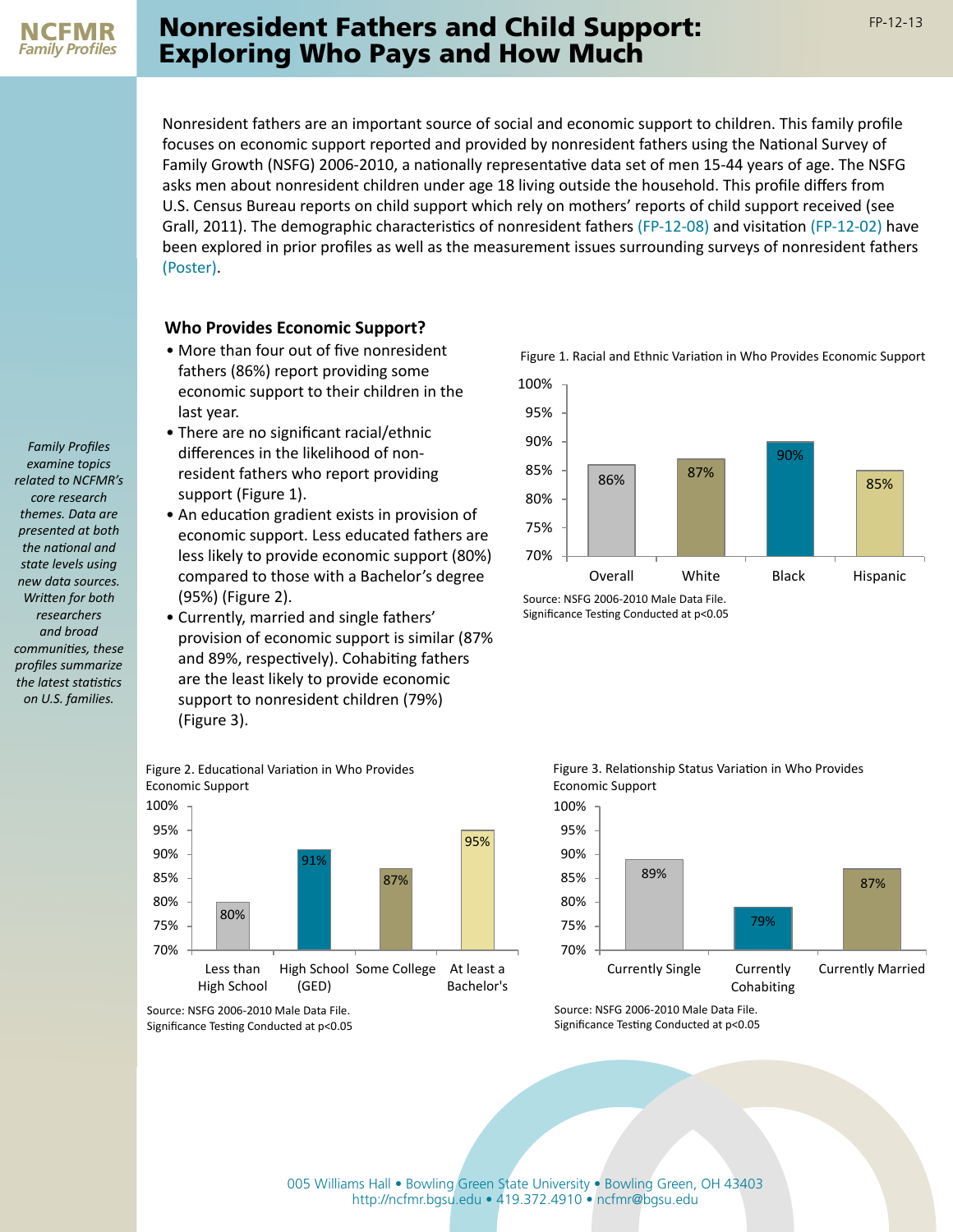# Nonresident Fathers and Child Support: Exploring Who Pays and How Much

FP-12-13

NCFMR Family Profiles

*Family Profiles examine topics related to NCFMR's core research themes. Data are presented at both the national and state levels using new data sources. Written for both researchers and broad communities, these profiles summarize the latest statistics on U.S. families.*

Nonresident fathers are an important source of social and economic support to children. This family profile focuses on economic support reported and provided by nonresident fathers using the National Survey of Family Growth (NSFG) 2006-2010, a nationally representative data set of men 15-44 years of age. The NSFG asks men about nonresident children under age 18 living outside the household. This profile differs from U.S. Census Bureau reports on child support which rely on mothers' reports of child support received (see Grall, 2011). The demographic characteristics of nonresident fathers (FP-12-08) and visitation (FP-12-02) have been explored in prior profiles as well as the measurement issues surrounding surveys of nonresident fathers (Poster).

## Who Provides Economic Support?

- More than four out of five nonresident fathers (86%) report providing some economic support to their children in the last year.
- There are no significant racial/ethnic differences in the likelihood of non-resident fathers who report providing support (Figure 1).
- An education gradient exists in provision of economic support. Less educated fathers are less likely to provide economic support (80%) compared to those with a Bachelor's degree (95%) (Figure 2).
- Currently, married and single fathers' provision of economic support is similar (87% and 89%, respectively). Cohabiting fathers are the least likely to provide economic support to nonresident children (79%) (Figure 3).

Figure 1. Racial and Ethnic Variation in Who Provides Economic Support

| Overall | White | Black | Hispanic |
|---|---|---|---|
| 86% | 87% | 90% | 85% |

Source: NSFG 2006-2010 Male Data File.
Significance Testing Conducted at $p<0.05$

Figure 2. Educational Variation in Who Provides Economic Support

| Less than High School | High School (GED) | Some College | At least a Bachelor's |
|---|---|---|---|
| 80% | 91% | 87% | 95% |

Source: NSFG 2006-2010 Male Data File.
Significance Testing Conducted at $p<0.05$

Figure 3. Relationship Status Variation in Who Provides Economic Support

| Currently Single | Currently Cohabiting | Currently Married |
|---|---|---|
| 89% | 79% | 87% |

Source: NSFG 2006-2010 Male Data File.
Significance Testing Conducted at $p<0.05$

005 Williams Hall • Bowling Green State University • Bowling Green, OH 43403
http://ncfmr.bgsu.edu • 419.372.4910 • ncfmr@bgsu.edu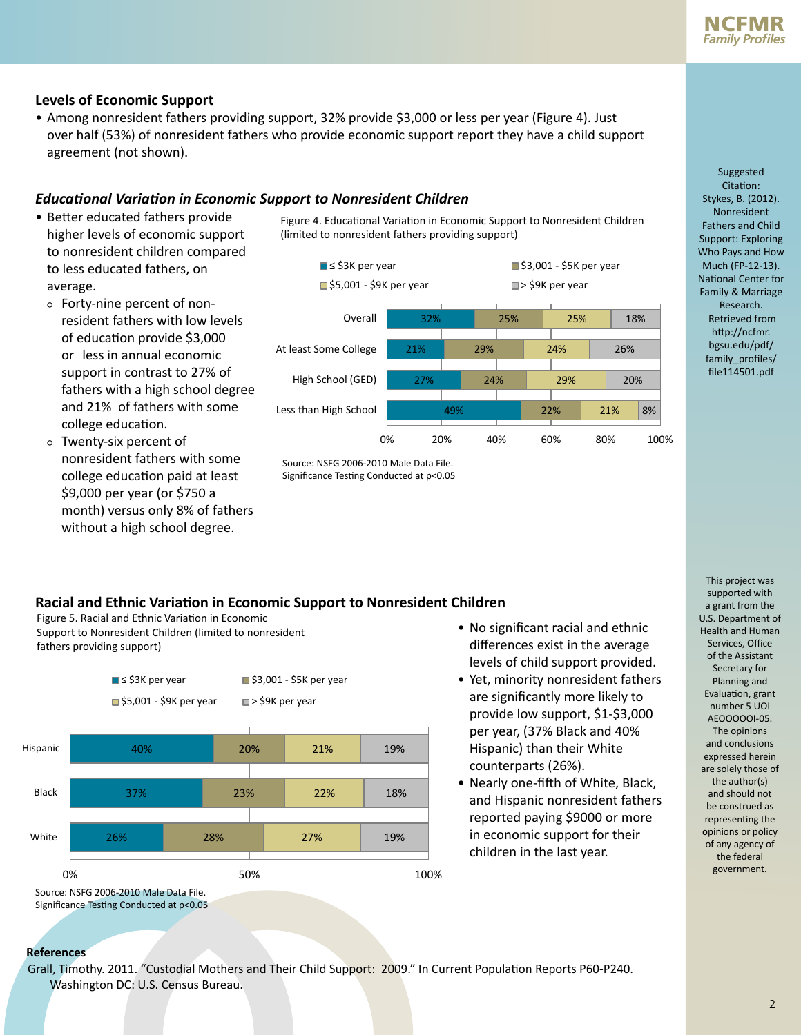## Levels of Economic Support

- Among nonresident fathers providing support, 32% provide $3,000 or less per year (Figure 4). Just over half (53%) of nonresident fathers who provide economic support report they have a child support agreement (not shown).

### *Educational Variation in Economic Support to Nonresident Children*

- Better educated fathers provide higher levels of economic support to nonresident children compared to less educated fathers, on average.
  - Forty-nine percent of non-resident fathers with low levels of education provide $3,000 or less in annual economic support in contrast to 27% of fathers with a high school degree and 21% of fathers with some college education.
  - Twenty-six percent of nonresident fathers with some college education paid at least $9,000 per year (or $750 a month) versus only 8% of fathers without a high school degree.

Figure 4. Educational Variation in Economic Support to Nonresident Children (limited to nonresident fathers providing support)

≤ $3K per year
$3,001 - $5K per year
$5,001 - $9K per year
> $9K per year

Overall: 32% 25% 25% 18%
At least Some College: 21% 29% 24% 26%
High School (GED): 27% 24% 29% 20%
Less than High School: 49% 22% 21% 8%

0% 20% 40% 60% 80% 100%

Source: NSFG 2006-2010 Male Data File.
Significance Testing Conducted at p<0.05

Suggested Citation: Stykes, B. (2012). Nonresident Fathers and Child Support: Exploring Who Pays and How Much (FP-12-13). National Center for Family & Marriage Research. Retrieved from http://ncfmr.bgsu.edu/pdf/family_profiles/file114501.pdf

## Racial and Ethnic Variation in Economic Support to Nonresident Children

Figure 5. Racial and Ethnic Variation in Economic Support to Nonresident Children (limited to nonresident fathers providing support)

≤ $3K per year
$3,001 - $5K per year
$5,001 - $9K per year
> $9K per year

Hispanic: 40% 20% 21% 19%
Black: 37% 23% 22% 18%
White: 26% 28% 27% 19%

0% 50% 100%

Source: NSFG 2006-2010 Male Data File.
Significance Testing Conducted at p<0.05

- No significant racial and ethnic differences exist in the average levels of child support provided.
- Yet, minority nonresident fathers are significantly more likely to provide low support, $1-$3,000 per year, (37% Black and 40% Hispanic) than their White counterparts (26%).
- Nearly one-fifth of White, Black, and Hispanic nonresident fathers reported paying $9000 or more in economic support for their children in the last year.

This project was supported with a grant from the U.S. Department of Health and Human Services, Office of the Assistant Secretary for Planning and Evaluation, grant number 5 UOI AEOOOOOI-05. The opinions and conclusions expressed herein are solely those of the author(s) and should not be construed as representing the opinions or policy of any agency of the federal government.

## References

Grall, Timothy. 2011. "Custodial Mothers and Their Child Support: 2009." In Current Population Reports P60-P240. Washington DC: U.S. Census Bureau.